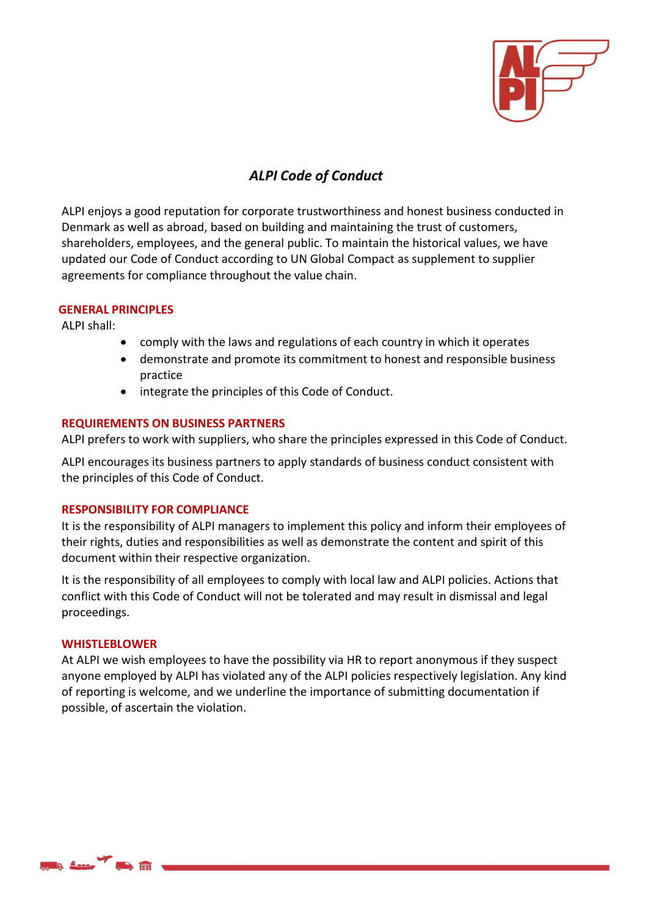# *ALPI Code of Conduct*

ALPI enjoys a good reputation for corporate trustworthiness and honest business conducted in Denmark as well as abroad, based on building and maintaining the trust of customers, shareholders, employees, and the general public. To maintain the historical values, we have updated our Code of Conduct according to UN Global Compact as supplement to supplier agreements for compliance throughout the value chain.

## GENERAL PRINCIPLES

ALPI shall:

- comply with the laws and regulations of each country in which it operates
- demonstrate and promote its commitment to honest and responsible business practice
- integrate the principles of this Code of Conduct.

## REQUIREMENTS ON BUSINESS PARTNERS

ALPI prefers to work with suppliers, who share the principles expressed in this Code of Conduct.

ALPI encourages its business partners to apply standards of business conduct consistent with the principles of this Code of Conduct.

## RESPONSIBILITY FOR COMPLIANCE

It is the responsibility of ALPI managers to implement this policy and inform their employees of their rights, duties and responsibilities as well as demonstrate the content and spirit of this document within their respective organization.

It is the responsibility of all employees to comply with local law and ALPI policies. Actions that conflict with this Code of Conduct will not be tolerated and may result in dismissal and legal proceedings.

## WHISTLEBLOWER

At ALPI we wish employees to have the possibility via HR to report anonymous if they suspect anyone employed by ALPI has violated any of the ALPI policies respectively legislation. Any kind of reporting is welcome, and we underline the importance of submitting documentation if possible, of ascertain the violation.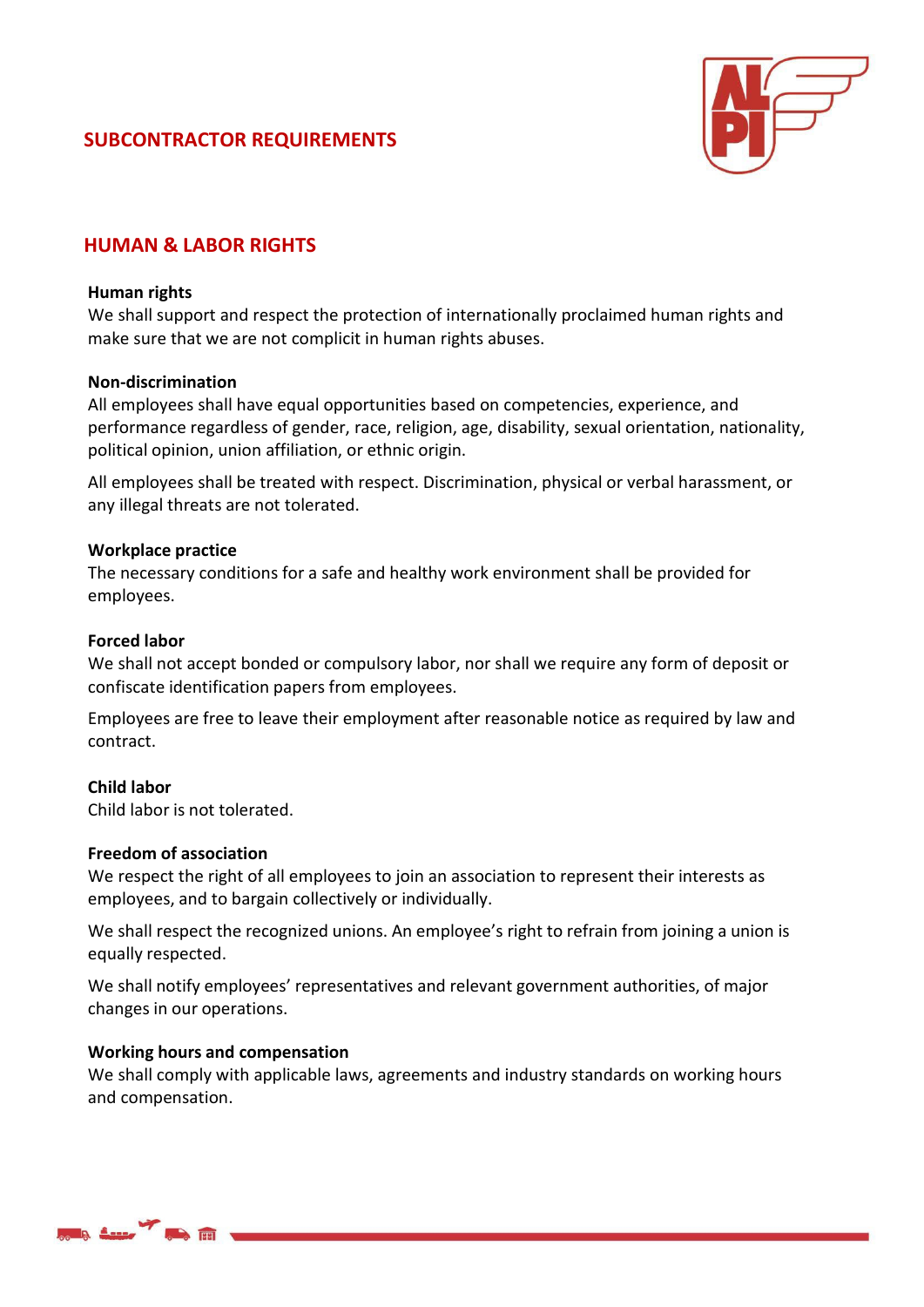# SUBCONTRACTOR REQUIREMENTS

## HUMAN & LABOR RIGHTS

**Human rights**

We shall support and respect the protection of internationally proclaimed human rights and make sure that we are not complicit in human rights abuses.

**Non-discrimination**

All employees shall have equal opportunities based on competencies, experience, and performance regardless of gender, race, religion, age, disability, sexual orientation, nationality, political opinion, union affiliation, or ethnic origin.

All employees shall be treated with respect. Discrimination, physical or verbal harassment, or any illegal threats are not tolerated.

**Workplace practice**

The necessary conditions for a safe and healthy work environment shall be provided for employees.

**Forced labor**

We shall not accept bonded or compulsory labor, nor shall we require any form of deposit or confiscate identification papers from employees.

Employees are free to leave their employment after reasonable notice as required by law and contract.

**Child labor**

Child labor is not tolerated.

**Freedom of association**

We respect the right of all employees to join an association to represent their interests as employees, and to bargain collectively or individually.

We shall respect the recognized unions. An employee's right to refrain from joining a union is equally respected.

We shall notify employees' representatives and relevant government authorities, of major changes in our operations.

**Working hours and compensation**

We shall comply with applicable laws, agreements and industry standards on working hours and compensation.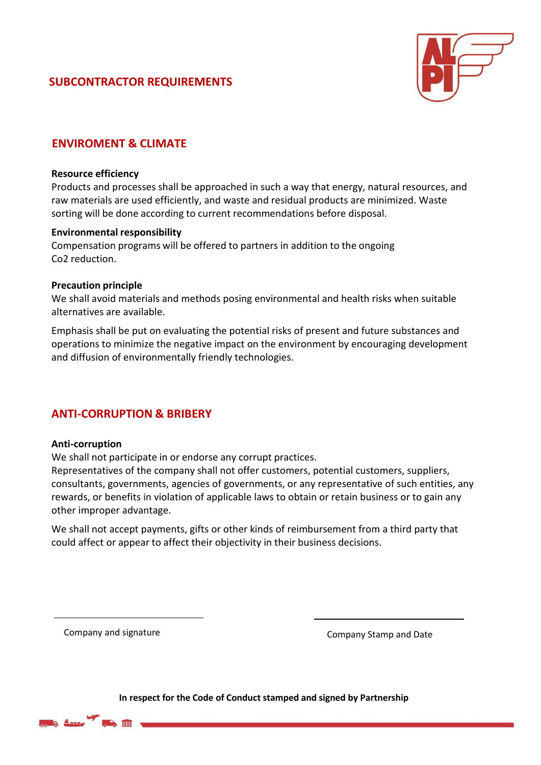## SUBCONTRACTOR REQUIREMENTS

## ENVIROMENT & CLIMATE

**Resource efficiency**
Products and processes shall be approached in such a way that energy, natural resources, and raw materials are used efficiently, and waste and residual products are minimized. Waste sorting will be done according to current recommendations before disposal.

**Environmental responsibility**
Compensation programs will be offered to partners in addition to the ongoing Co2 reduction.

**Precaution principle**
We shall avoid materials and methods posing environmental and health risks when suitable alternatives are available.

Emphasis shall be put on evaluating the potential risks of present and future substances and operations to minimize the negative impact on the environment by encouraging development and diffusion of environmentally friendly technologies.

## ANTI-CORRUPTION & BRIBERY

**Anti-corruption**
We shall not participate in or endorse any corrupt practices.
Representatives of the company shall not offer customers, potential customers, suppliers, consultants, governments, agencies of governments, or any representative of such entities, any rewards, or benefits in violation of applicable laws to obtain or retain business or to gain any other improper advantage.

We shall not accept payments, gifts or other kinds of reimbursement from a third party that could affect or appear to affect their objectivity in their business decisions.

Company and signature

Company Stamp and Date

**In respect for the Code of Conduct stamped and signed by Partnership**